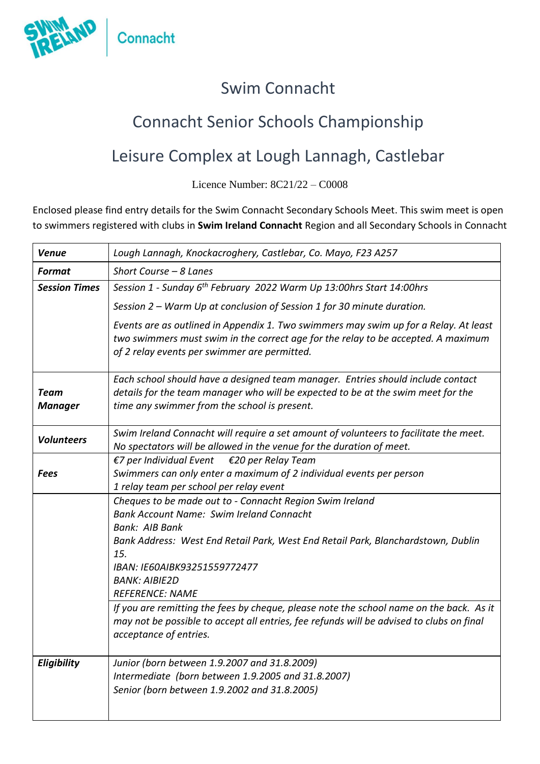Swim Ireland | Connacht

# Swim Connacht

## Connacht Senior Schools Championship

## Leisure Complex at Lough Lannagh, Castlebar

Licence Number: 8C21/22 – C0008

Enclosed please find entry details for the Swim Connacht Secondary Schools Meet. This swim meet is open to swimmers registered with clubs in **Swim Ireland Connacht** Region and all Secondary Schools in Connacht

| | |
|---|---|
| ***Venue*** | *Lough Lannagh, Knockacroghery, Castlebar, Co. Mayo, F23 A257* |
| ***Format*** | *Short Course – 8 Lanes* |
| ***Session Times*** | *Session 1 - Sunday 6th February 2022 Warm Up 13:00hrs Start 14:00hrs*<br><br>*Session 2 – Warm Up at conclusion of Session 1 for 30 minute duration.*<br><br>*Events are as outlined in Appendix 1. Two swimmers may swim up for a Relay. At least two swimmers must swim in the correct age for the relay to be accepted. A maximum of 2 relay events per swimmer are permitted.* |
| ***Team Manager*** | *Each school should have a designed team manager. Entries should include contact details for the team manager who will be expected to be at the swim meet for the time any swimmer from the school is present.* |
| ***Volunteers*** | *Swim Ireland Connacht will require a set amount of volunteers to facilitate the meet. No spectators will be allowed in the venue for the duration of meet.* |
| ***Fees*** | *€7 per Individual Event €20 per Relay Team*<br>*Swimmers can only enter a maximum of 2 individual events per person*<br>*1 relay team per school per relay event* |
| | *Cheques to be made out to - Connacht Region Swim Ireland*<br>*Bank Account Name: Swim Ireland Connacht*<br>*Bank: AIB Bank*<br>*Bank Address: West End Retail Park, West End Retail Park, Blanchardstown, Dublin 15.*<br>*IBAN: IE60AIBK93251559772477*<br>*BANK: AIBIE2D*<br>*REFERENCE: NAME*<br><br>*If you are remitting the fees by cheque, please note the school name on the back. As it may not be possible to accept all entries, fee refunds will be advised to clubs on final acceptance of entries.* |
| ***Eligibility*** | *Junior (born between 1.9.2007 and 31.8.2009)*<br>*Intermediate (born between 1.9.2005 and 31.8.2007)*<br>*Senior (born between 1.9.2002 and 31.8.2005)* |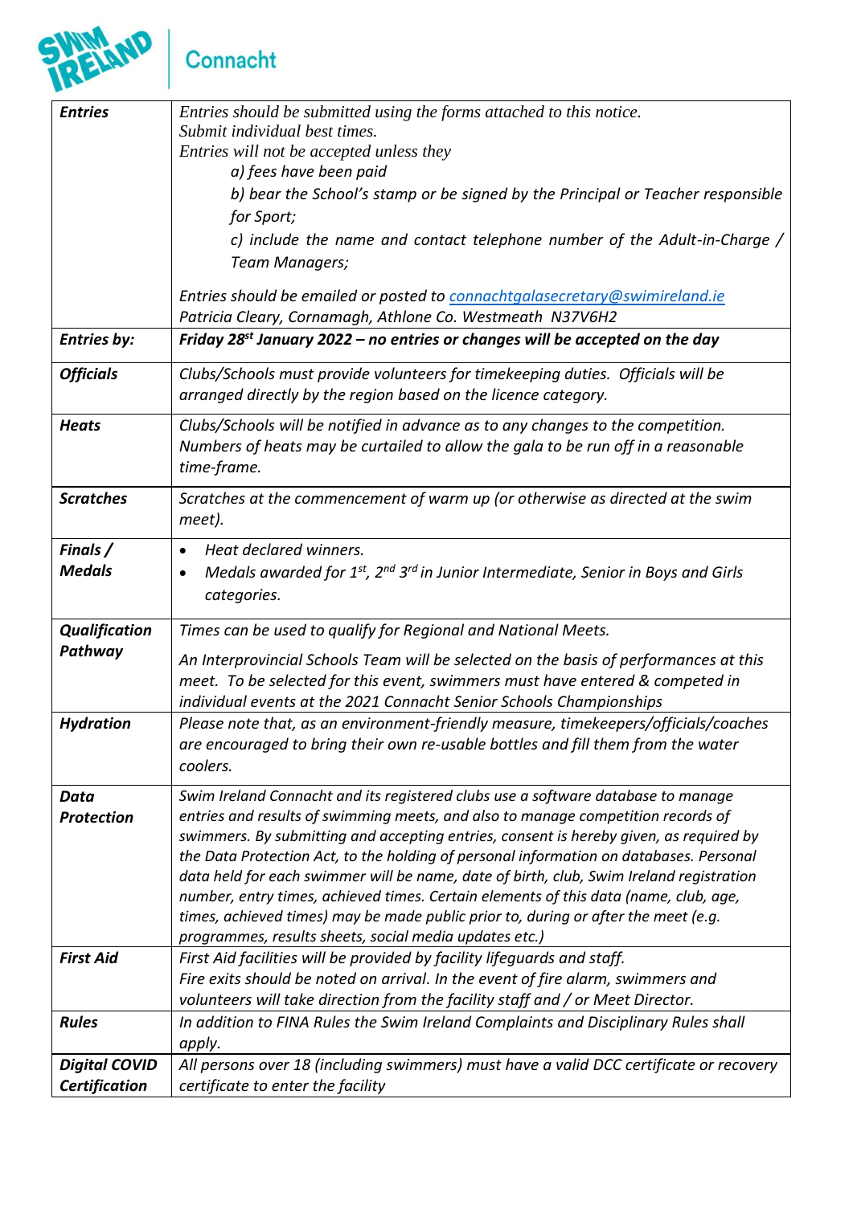| | |
|---|---|
| ***Entries*** | *Entries should be submitted using the forms attached to this notice.*<br>*Submit individual best times.*<br>*Entries will not be accepted unless they*<br>*a) fees have been paid*<br>*b) bear the School's stamp or be signed by the Principal or Teacher responsible for Sport;*<br>*c) include the name and contact telephone number of the Adult-in-Charge / Team Managers;*<br><br>*Entries should be emailed or posted to [connachtgalasecretary@swimireland.ie](mailto:connachtgalasecretary@swimireland.ie)*<br>*Patricia Cleary, Cornamagh, Athlone Co. Westmeath N37V6H2* |
| ***Entries by:*** | ***Friday 28st January 2022 – no entries or changes will be accepted on the day*** |
| ***Officials*** | *Clubs/Schools must provide volunteers for timekeeping duties. Officials will be arranged directly by the region based on the licence category.* |
| ***Heats*** | *Clubs/Schools will be notified in advance as to any changes to the competition. Numbers of heats may be curtailed to allow the gala to be run off in a reasonable time-frame.* |
| ***Scratches*** | *Scratches at the commencement of warm up (or otherwise as directed at the swim meet).* |
| ***Finals / Medals*** | • *Heat declared winners.*<br>• *Medals awarded for 1st, 2nd 3rd in Junior Intermediate, Senior in Boys and Girls categories.* |
| ***Qualification Pathway*** | *Times can be used to qualify for Regional and National Meets.*<br><br>*An Interprovincial Schools Team will be selected on the basis of performances at this meet. To be selected for this event, swimmers must have entered & competed in individual events at the 2021 Connacht Senior Schools Championships* |
| ***Hydration*** | *Please note that, as an environment-friendly measure, timekeepers/officials/coaches are encouraged to bring their own re-usable bottles and fill them from the water coolers.* |
| ***Data Protection*** | *Swim Ireland Connacht and its registered clubs use a software database to manage entries and results of swimming meets, and also to manage competition records of swimmers. By submitting and accepting entries, consent is hereby given, as required by the Data Protection Act, to the holding of personal information on databases. Personal data held for each swimmer will be name, date of birth, club, Swim Ireland registration number, entry times, achieved times. Certain elements of this data (name, club, age, times, achieved times) may be made public prior to, during or after the meet (e.g. programmes, results sheets, social media updates etc.)* |
| ***First Aid*** | *First Aid facilities will be provided by facility lifeguards and staff.*<br>*Fire exits should be noted on arrival. In the event of fire alarm, swimmers and volunteers will take direction from the facility staff and / or Meet Director.* |
| ***Rules*** | *In addition to FINA Rules the Swim Ireland Complaints and Disciplinary Rules shall apply.* |
| ***Digital COVID Certification*** | *All persons over 18 (including swimmers) must have a valid DCC certificate or recovery certificate to enter the facility* |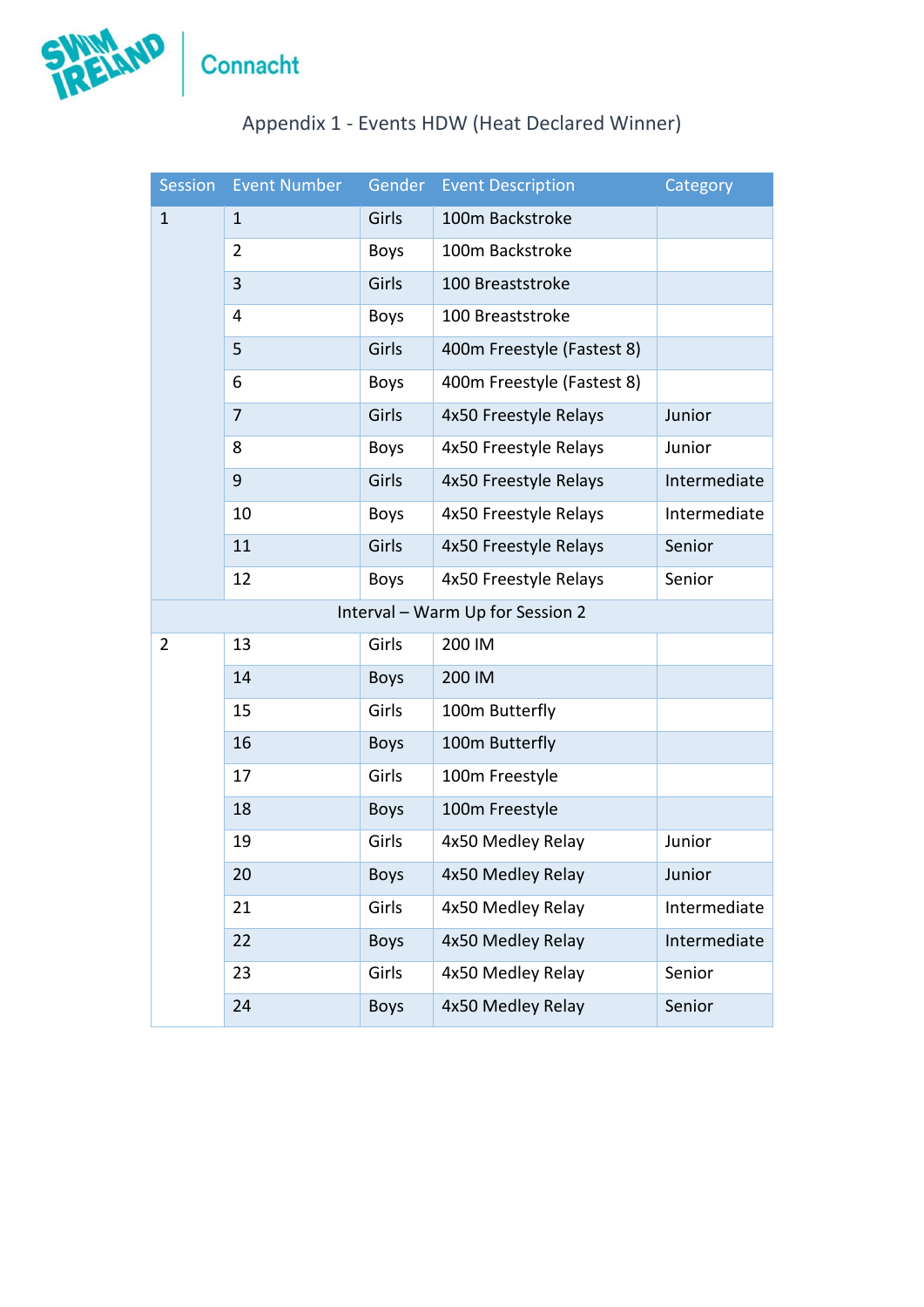Appendix 1 - Events HDW (Heat Declared Winner)

| Session | Event Number | Gender | Event Description | Category |
|---|---|---|---|---|
| 1 | 1 | Girls | 100m Backstroke | |
| | 2 | Boys | 100m Backstroke | |
| | 3 | Girls | 100 Breaststroke | |
| | 4 | Boys | 100 Breaststroke | |
| | 5 | Girls | 400m Freestyle (Fastest 8) | |
| | 6 | Boys | 400m Freestyle (Fastest 8) | |
| | 7 | Girls | 4x50 Freestyle Relays | Junior |
| | 8 | Boys | 4x50 Freestyle Relays | Junior |
| | 9 | Girls | 4x50 Freestyle Relays | Intermediate |
| | 10 | Boys | 4x50 Freestyle Relays | Intermediate |
| | 11 | Girls | 4x50 Freestyle Relays | Senior |
| | 12 | Boys | 4x50 Freestyle Relays | Senior |
| Interval – Warm Up for Session 2 | | | | |
| 2 | 13 | Girls | 200 IM | |
| | 14 | Boys | 200 IM | |
| | 15 | Girls | 100m Butterfly | |
| | 16 | Boys | 100m Butterfly | |
| | 17 | Girls | 100m Freestyle | |
| | 18 | Boys | 100m Freestyle | |
| | 19 | Girls | 4x50 Medley Relay | Junior |
| | 20 | Boys | 4x50 Medley Relay | Junior |
| | 21 | Girls | 4x50 Medley Relay | Intermediate |
| | 22 | Boys | 4x50 Medley Relay | Intermediate |
| | 23 | Girls | 4x50 Medley Relay | Senior |
| | 24 | Boys | 4x50 Medley Relay | Senior |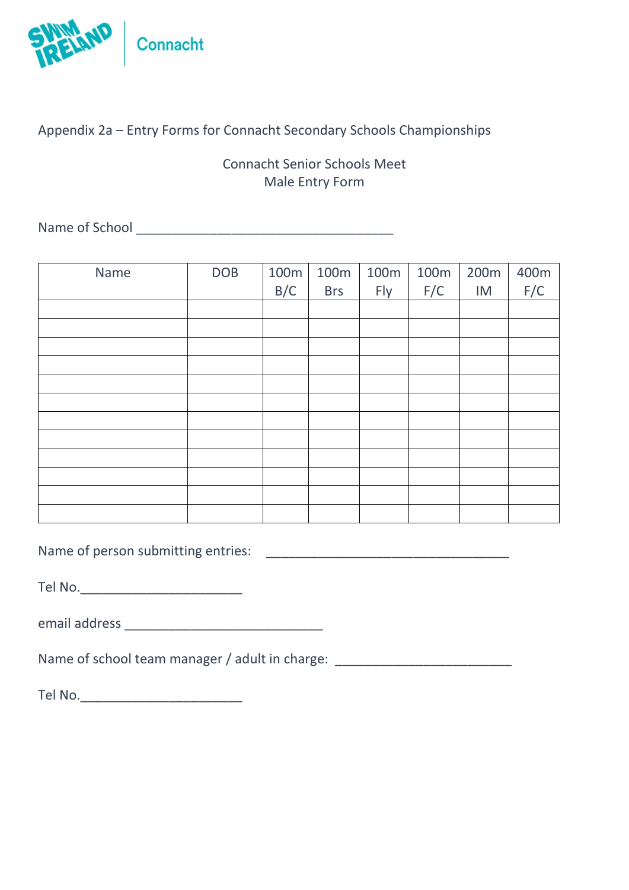Appendix 2a – Entry Forms for Connacht Secondary Schools Championships

Connacht Senior Schools Meet
Male Entry Form

Name of School ____________________________________

| Name | DOB | 100m B/C | 100m Brs | 100m Fly | 100m F/C | 200m IM | 400m F/C |
|---|---|---|---|---|---|---|---|
| | | | | | | | |
| | | | | | | | |
| | | | | | | | |
| | | | | | | | |
| | | | | | | | |
| | | | | | | | |
| | | | | | | | |
| | | | | | | | |
| | | | | | | | |
| | | | | | | | |
| | | | | | | | |
| | | | | | | | |

Name of person submitting entries: __________________________________

Tel No.______________________

email address ___________________________

Name of school team manager / adult in charge: ________________________

Tel No.______________________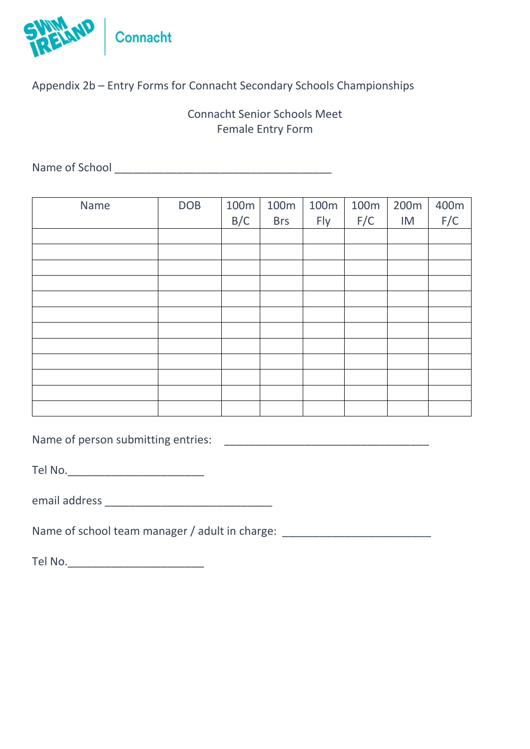Appendix 2b – Entry Forms for Connacht Secondary Schools Championships

Connacht Senior Schools Meet
Female Entry Form

Name of School ___________________________________

| Name | DOB | 100m B/C | 100m Brs | 100m Fly | 100m F/C | 200m IM | 400m F/C |
|---|---|---|---|---|---|---|---|
| | | | | | | | |
| | | | | | | | |
| | | | | | | | |
| | | | | | | | |
| | | | | | | | |
| | | | | | | | |
| | | | | | | | |
| | | | | | | | |
| | | | | | | | |
| | | | | | | | |
| | | | | | | | |
| | | | | | | | |

Name of person submitting entries: _________________________________

Tel No.______________________

email address ___________________________

Name of school team manager / adult in charge: ________________________

Tel No.______________________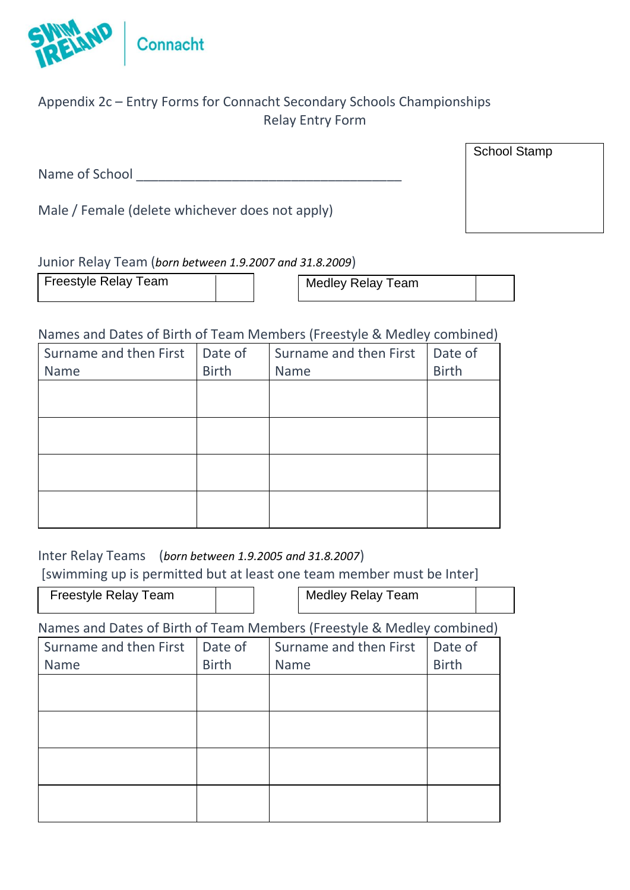Swim Ireland | Connacht

Appendix 2c – Entry Forms for Connacht Secondary Schools Championships

Relay Entry Form

| School Stamp |
|---|
| |

Name of School ____________________________________

Male / Female (delete whichever does not apply)

Junior Relay Team (*born between 1.9.2007 and 31.8.2009*)

| Freestyle Relay Team | |
|---|---|

| Medley Relay Team | |
|---|---|

Names and Dates of Birth of Team Members (Freestyle & Medley combined)

| Surname and then First Name | Date of Birth | Surname and then First Name | Date of Birth |
|---|---|---|---|
| | | | |
| | | | |
| | | | |
| | | | |

Inter Relay Teams (*born between 1.9.2005 and 31.8.2007*)

[swimming up is permitted but at least one team member must be Inter]

| Freestyle Relay Team | |
|---|---|

| Medley Relay Team | |
|---|---|

Names and Dates of Birth of Team Members (Freestyle & Medley combined)

| Surname and then First Name | Date of Birth | Surname and then First Name | Date of Birth |
|---|---|---|---|
| | | | |
| | | | |
| | | | |
| | | | |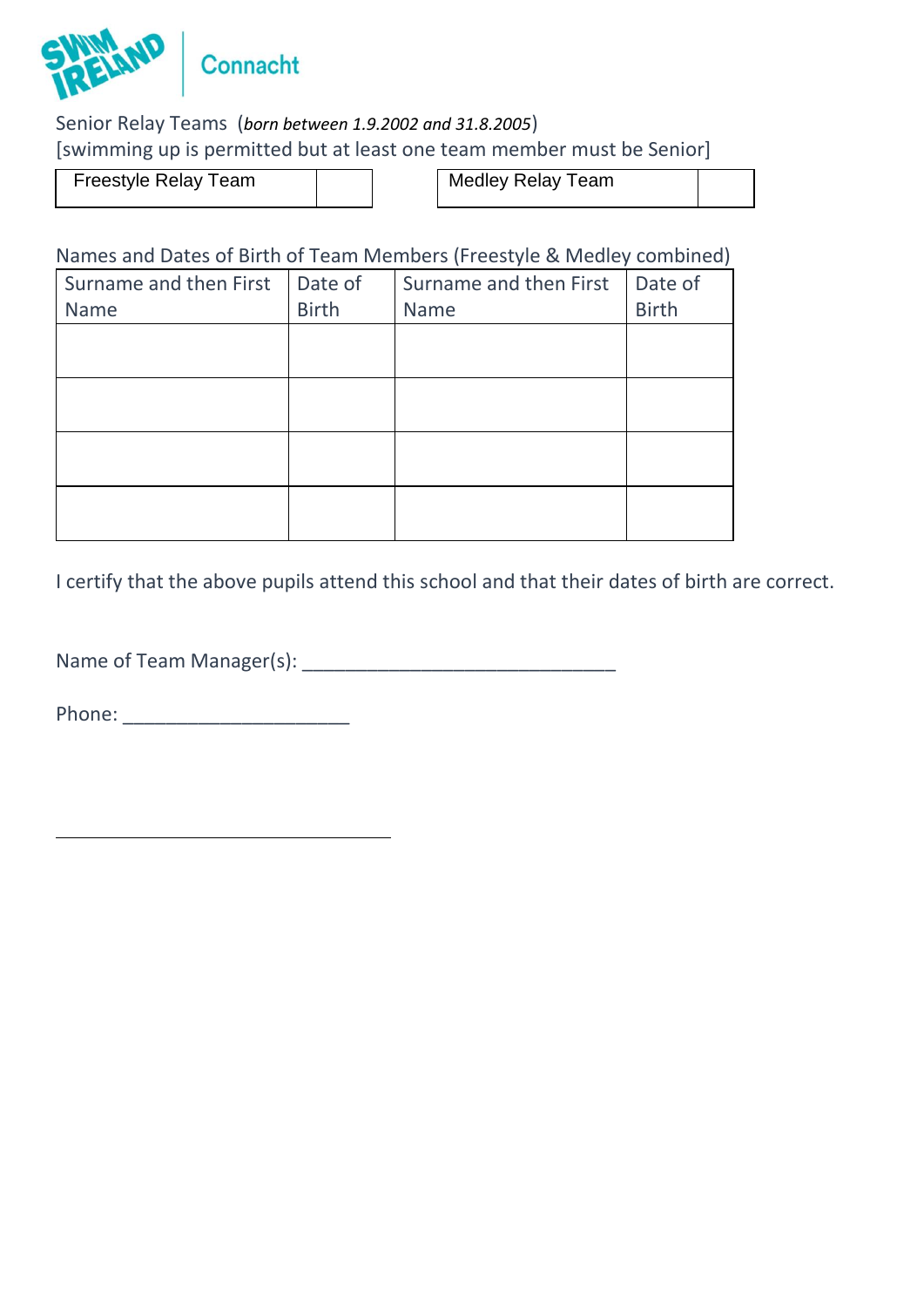Swim Ireland | Connacht

Senior Relay Teams (*born between 1.9.2002 and 31.8.2005*)
[swimming up is permitted but at least one team member must be Senior]

| Freestyle Relay Team | | | Medley Relay Team | |
|---|---|---|---|---|

Names and Dates of Birth of Team Members (Freestyle & Medley combined)

| Surname and then First Name | Date of Birth | Surname and then First Name | Date of Birth |
|---|---|---|---|
| | | | |
| | | | |
| | | | |
| | | | |

I certify that the above pupils attend this school and that their dates of birth are correct.

Name of Team Manager(s): ______________________________

Phone: ______________________

________________________________